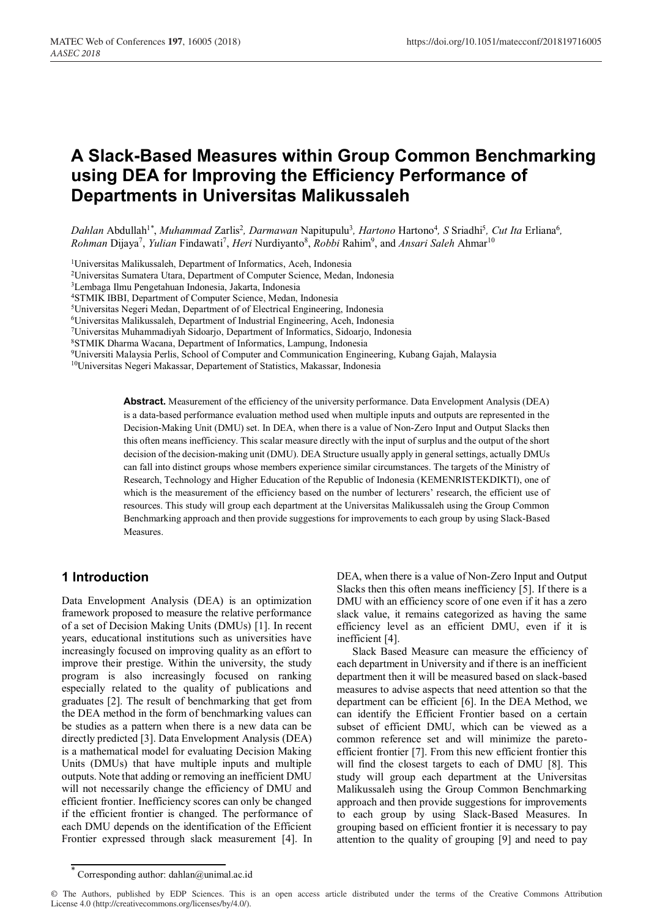# A Slack-Based Measures within Group Common Benchmarking using DEA for Improving the Efficiency Performance of Departments in Universitas Malikussaleh

*Dahlan* Abdullah[1*], *Muhammad* Zarlis[2], *Darmawan* Napitupulu[3], *Hartono* Hartono[4], *S* Sriadhi[5], *Cut Ita* Erliana[6], *Rohman* Dijaya[7], *Yulian* Findawati[7], *Heri* Nurdiyanto[8], *Robbi* Rahim[9], and *Ansari Saleh* Ahmar[10]

[1]Universitas Malikussaleh, Department of Informatics, Aceh, Indonesia
[2]Universitas Sumatera Utara, Department of Computer Science, Medan, Indonesia
[3]Lembaga Ilmu Pengetahuan Indonesia, Jakarta, Indonesia
[4]STMIK IBBI, Department of Computer Science, Medan, Indonesia
[5]Universitas Negeri Medan, Department of of Electrical Engineering, Indonesia
[6]Universitas Malikussaleh, Department of Industrial Engineering, Aceh, Indonesia
[7]Universitas Muhammadiyah Sidoarjo, Department of Informatics, Sidoarjo, Indonesia
[8]STMIK Dharma Wacana, Department of Informatics, Lampung, Indonesia
[9]Universiti Malaysia Perlis, School of Computer and Communication Engineering, Kubang Gajah, Malaysia
[10]Universitas Negeri Makassar, Departement of Statistics, Makassar, Indonesia

**Abstract.** Measurement of the efficiency of the university performance. Data Envelopment Analysis (DEA) is a data-based performance evaluation method used when multiple inputs and outputs are represented in the Decision-Making Unit (DMU) set. In DEA, when there is a value of Non-Zero Input and Output Slacks then this often means inefficiency. This scalar measure directly with the input of surplus and the output of the short decision of the decision-making unit (DMU). DEA Structure usually apply in general settings, actually DMUs can fall into distinct groups whose members experience similar circumstances. The targets of the Ministry of Research, Technology and Higher Education of the Republic of Indonesia (KEMENRISTEKDIKTI), one of which is the measurement of the efficiency based on the number of lecturers' research, the efficient use of resources. This study will group each department at the Universitas Malikussaleh using the Group Common Benchmarking approach and then provide suggestions for improvements to each group by using Slack-Based Measures.

## 1 Introduction

Data Envelopment Analysis (DEA) is an optimization framework proposed to measure the relative performance of a set of Decision Making Units (DMUs) [1]. In recent years, educational institutions such as universities have increasingly focused on improving quality as an effort to improve their prestige. Within the university, the study program is also increasingly focused on ranking especially related to the quality of publications and graduates [2]. The result of benchmarking that get from the DEA method in the form of benchmarking values can be studies as a pattern when there is a new data can be directly predicted [3]. Data Envelopment Analysis (DEA) is a mathematical model for evaluating Decision Making Units (DMUs) that have multiple inputs and multiple outputs. Note that adding or removing an inefficient DMU will not necessarily change the efficiency of DMU and efficient frontier. Inefficiency scores can only be changed if the efficient frontier is changed. The performance of each DMU depends on the identification of the Efficient Frontier expressed through slack measurement [4]. In DEA, when there is a value of Non-Zero Input and Output Slacks then this often means inefficiency [5]. If there is a DMU with an efficiency score of one even if it has a zero slack value, it remains categorized as having the same efficiency level as an efficient DMU, even if it is inefficient [4].

Slack Based Measure can measure the efficiency of each department in University and if there is an inefficient department then it will be measured based on slack-based measures to advise aspects that need attention so that the department can be efficient [6]. In the DEA Method, we can identify the Efficient Frontier based on a certain subset of efficient DMU, which can be viewed as a common reference set and will minimize the pareto-efficient frontier [7]. From this new efficient frontier this will find the closest targets to each of DMU [8]. This study will group each department at the Universitas Malikussaleh using the Group Common Benchmarking approach and then provide suggestions for improvements to each group by using Slack-Based Measures. In grouping based on efficient frontier it is necessary to pay attention to the quality of grouping [9] and need to pay

* Corresponding author: dahlan@unimal.ac.id

© The Authors, published by EDP Sciences. This is an open access article distributed under the terms of the Creative Commons Attribution License 4.0 (http://creativecommons.org/licenses/by/4.0/).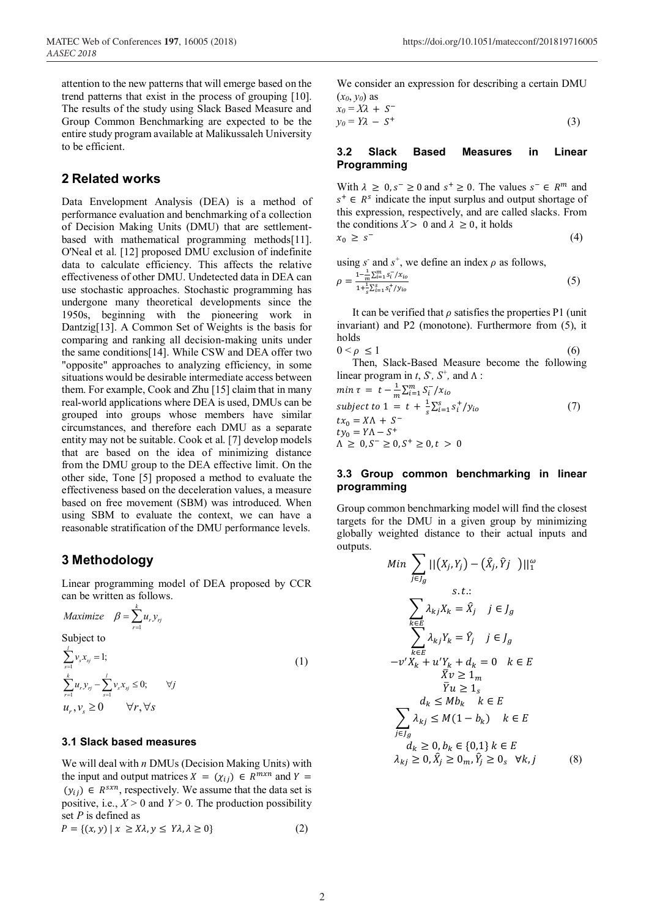attention to the new patterns that will emerge based on the trend patterns that exist in the process of grouping [10]. The results of the study using Slack Based Measure and Group Common Benchmarking are expected to be the entire study program available at Malikussaleh University to be efficient.

## 2 Related works

Data Envelopment Analysis (DEA) is a method of performance evaluation and benchmarking of a collection of Decision Making Units (DMU) that are settlement-based with mathematical programming methods[11]. O'Neal et al. [12] proposed DMU exclusion of indefinite data to calculate efficiency. This affects the relative effectiveness of other DMU. Undetected data in DEA can use stochastic approaches. Stochastic programming has undergone many theoretical developments since the 1950s, beginning with the pioneering work in Dantzig[13]. A Common Set of Weights is the basis for comparing and ranking all decision-making units under the same conditions[14]. While CSW and DEA offer two "opposite" approaches to analyzing efficiency, in some situations would be desirable intermediate access between them. For example, Cook and Zhu [15] claim that in many real-world applications where DEA is used, DMUs can be grouped into groups whose members have similar circumstances, and therefore each DMU as a separate entity may not be suitable. Cook et al. [7] develop models that are based on the idea of minimizing distance from the DMU group to the DEA effective limit. On the other side, Tone [5] proposed a method to evaluate the effectiveness based on the deceleration values, a measure based on free movement (SBM) was introduced. When using SBM to evaluate the context, we can have a reasonable stratification of the DMU performance levels.

## 3 Methodology

Linear programming model of DEA proposed by CCR can be written as follows.

$$Maximize \quad \beta = \sum_{r=1}^{k} u_r y_{rj}$$

Subject to

$$\begin{aligned} &\sum_{s=1}^{l} v_s x_{sj} = 1; \\ &\sum_{r=1}^{k} u_r y_{rj} - \sum_{s=1}^{l} v_s x_{sj} \le 0; \qquad \forall j \\ &u_r, v_s \ge 0 \qquad \forall r, \forall s \end{aligned} \tag{1}$$

### 3.1 Slack based measures

We will deal with $n$ DMUs (Decision Making Units) with the input and output matrices $X = (\chi_{ij}) \in R^{mxn}$ and $Y = (y_{ij}) \in R^{sxn}$, respectively. We assume that the data set is positive, i.e., $X > 0$ and $Y > 0$. The production possibility set $P$ is defined as

$$P = \{(x, y) \mid x \ge X\lambda, y \le Y\lambda, \lambda \ge 0\} \tag{2}$$

We consider an expression for describing a certain DMU $(x_0, y_0)$ as

$$\begin{aligned} x_0 &= X\lambda + S^- \\ y_0 &= Y\lambda - S^+ \end{aligned} \tag{3}$$

### 3.2 Slack Based Measures in Linear Programming

With $\lambda \ge 0, s^- \ge 0$ and $s^+ \ge 0$. The values $s^- \in R^m$ and $s^+ \in R^s$ indicate the input surplus and output shortage of this expression, respectively, and are called slacks. From the conditions $X > 0$ and $\lambda \ge 0$, it holds

$$x_0 \ge s^- \tag{4}$$

using $s^-$ and $s^+$, we define an index $\rho$ as follows,

$$\rho = \frac{1 - \frac{1}{m}\sum_{i=1}^{m} s_i^- / x_{io}}{1 + \frac{1}{s}\sum_{i=1}^{s} s_i^+ / y_{io}} \tag{5}$$

It can be verified that $\rho$ satisfies the properties P1 (unit invariant) and P2 (monotone). Furthermore from (5), it holds

$$0 < \rho \le 1 \tag{6}$$

Then, Slack-Based Measure become the following linear program in $t$, $S^-$, $S^+$, and $\Lambda$ :

$$\begin{aligned} &\min \tau = t - \frac{1}{m}\sum_{i=1}^{m} S_i^- / x_{io} \\ &subject\ to\ 1 = t + \frac{1}{s}\sum_{i=1}^{s} s_i^+ / y_{io} \\ &t x_0 = X\Lambda + S^- \\ &t y_0 = Y\Lambda - S^+ \\ &\Lambda \ge 0, S^- \ge 0, S^+ \ge 0, t > 0 \end{aligned} \tag{7}$$

### 3.3 Group common benchmarking in linear programming

Group common benchmarking model will find the closest targets for the DMU in a given group by minimizing globally weighted distance to their actual inputs and outputs.

$$\begin{aligned} &Min \sum_{j \in J_g} \|(X_j, Y_j) - (\hat{X}_j, \hat{Y}j)\|_1^{\omega} \\ &s.t.: \\ &\sum_{k \in E} \lambda_{kj} X_k = \hat{X}_j \quad j \in J_g \\ &\sum_{k \in E} \lambda_{kj} Y_k = \hat{Y}_j \quad j \in J_g \\ &-v' X_k + u' Y_k + d_k = 0 \quad k \in E \\ &\bar{X} v \ge 1_m \\ &\bar{Y} u \ge 1_s \\ &d_k \le M b_k \quad k \in E \\ &\sum_{j \in J_g} \lambda_{kj} \le M(1 - b_k) \quad k \in E \\ &d_k \ge 0, b_k \in \{0,1\}\ k \in E \\ &\lambda_{kj} \ge 0, \hat{X}_j \ge 0_m, \hat{Y}_j \ge 0_s \quad \forall k, j \end{aligned} \tag{8}$$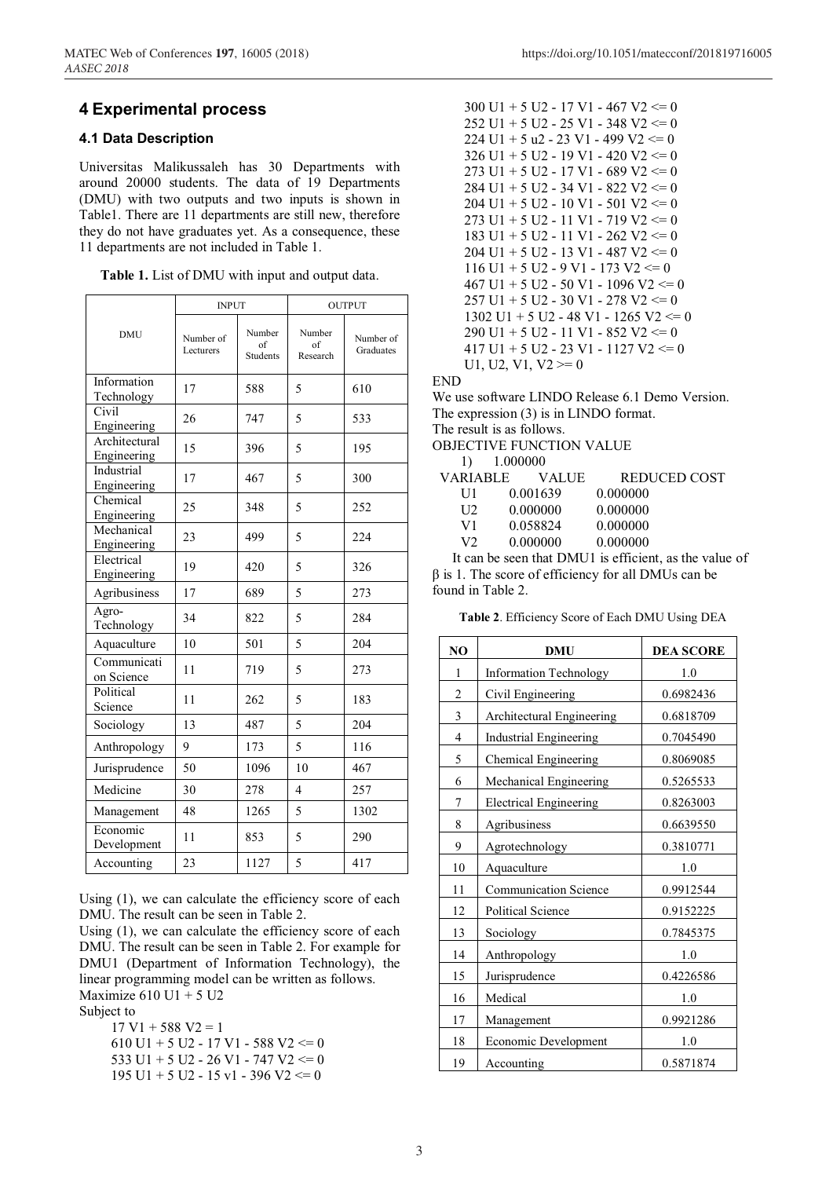# 4 Experimental process

## 4.1 Data Description

Universitas Malikussaleh has 30 Departments with around 20000 students. The data of 19 Departments (DMU) with two outputs and two inputs is shown in Table1. There are 11 departments are still new, therefore they do not have graduates yet. As a consequence, these 11 departments are not included in Table 1.

**Table 1.** List of DMU with input and output data.

| DMU | INPUT | | OUTPUT | |
|---|---|---|---|---|
| | Number of Lecturers | Number of Students | Number of Research | Number of Graduates |
| Information Technology | 17 | 588 | 5 | 610 |
| Civil Engineering | 26 | 747 | 5 | 533 |
| Architectural Engineering | 15 | 396 | 5 | 195 |
| Industrial Engineering | 17 | 467 | 5 | 300 |
| Chemical Engineering | 25 | 348 | 5 | 252 |
| Mechanical Engineering | 23 | 499 | 5 | 224 |
| Electrical Engineering | 19 | 420 | 5 | 326 |
| Agribusiness | 17 | 689 | 5 | 273 |
| Agro-Technology | 34 | 822 | 5 | 284 |
| Aquaculture | 10 | 501 | 5 | 204 |
| Communication Science | 11 | 719 | 5 | 273 |
| Political Science | 11 | 262 | 5 | 183 |
| Sociology | 13 | 487 | 5 | 204 |
| Anthropology | 9 | 173 | 5 | 116 |
| Jurisprudence | 50 | 1096 | 10 | 467 |
| Medicine | 30 | 278 | 4 | 257 |
| Management | 48 | 1265 | 5 | 1302 |
| Economic Development | 11 | 853 | 5 | 290 |
| Accounting | 23 | 1127 | 5 | 417 |

Using (1), we can calculate the efficiency score of each DMU. The result can be seen in Table 2.

Using (1), we can calculate the efficiency score of each DMU. The result can be seen in Table 2. For example for DMU1 (Department of Information Technology), the linear programming model can be written as follows.

```
Maximize 610 U1 + 5 U2
Subject to
    17 V1 + 588 V2 = 1
    610 U1 + 5 U2 - 17 V1 - 588 V2 <= 0
    533 U1 + 5 U2 - 26 V1 - 747 V2 <= 0
    195 U1 + 5 U2 - 15 v1 - 396 V2 <= 0
    300 U1 + 5 U2 - 17 V1 - 467 V2 <= 0
    252 U1 + 5 U2 - 25 V1 - 348 V2 <= 0
    224 U1 + 5 u2 - 23 V1 - 499 V2 <= 0
    326 U1 + 5 U2 - 19 V1 - 420 V2 <= 0
    273 U1 + 5 U2 - 17 V1 - 689 V2 <= 0
    284 U1 + 5 U2 - 34 V1 - 822 V2 <= 0
    204 U1 + 5 U2 - 10 V1 - 501 V2 <= 0
    273 U1 + 5 U2 - 11 V1 - 719 V2 <= 0
    183 U1 + 5 U2 - 11 V1 - 262 V2 <= 0
    204 U1 + 5 U2 - 13 V1 - 487 V2 <= 0
    116 U1 + 5 U2 - 9 V1 - 173 V2 <= 0
    467 U1 + 5 U2 - 50 V1 - 1096 V2 <= 0
    257 U1 + 5 U2 - 30 V1 - 278 V2 <= 0
    1302 U1 + 5 U2 - 48 V1 - 1265 V2 <= 0
    290 U1 + 5 U2 - 11 V1 - 852 V2 <= 0
    417 U1 + 5 U2 - 23 V1 - 1127 V2 <= 0
    U1, U2, V1, V2 >= 0
END
```

We use software LINDO Release 6.1 Demo Version.
The expression (3) is in LINDO format.
The result is as follows.

```
OBJECTIVE FUNCTION VALUE
   1)    1.000000
 VARIABLE      VALUE        REDUCED COST
    U1       0.001639        0.000000
    U2       0.000000        0.000000
    V1       0.058824        0.000000
    V2       0.000000        0.000000
```

It can be seen that DMU1 is efficient, as the value of $\beta$ is 1. The score of efficiency for all DMUs can be found in Table 2.

**Table 2**. Efficiency Score of Each DMU Using DEA

| NO | DMU | DEA SCORE |
|---|---|---|
| 1 | Information Technology | 1.0 |
| 2 | Civil Engineering | 0.6982436 |
| 3 | Architectural Engineering | 0.6818709 |
| 4 | Industrial Engineering | 0.7045490 |
| 5 | Chemical Engineering | 0.8069085 |
| 6 | Mechanical Engineering | 0.5265533 |
| 7 | Electrical Engineering | 0.8263003 |
| 8 | Agribusiness | 0.6639550 |
| 9 | Agrotechnology | 0.3810771 |
| 10 | Aquaculture | 1.0 |
| 11 | Communication Science | 0.9912544 |
| 12 | Political Science | 0.9152225 |
| 13 | Sociology | 0.7845375 |
| 14 | Anthropology | 1.0 |
| 15 | Jurisprudence | 0.4226586 |
| 16 | Medical | 1.0 |
| 17 | Management | 0.9921286 |
| 18 | Economic Development | 1.0 |
| 19 | Accounting | 0.5871874 |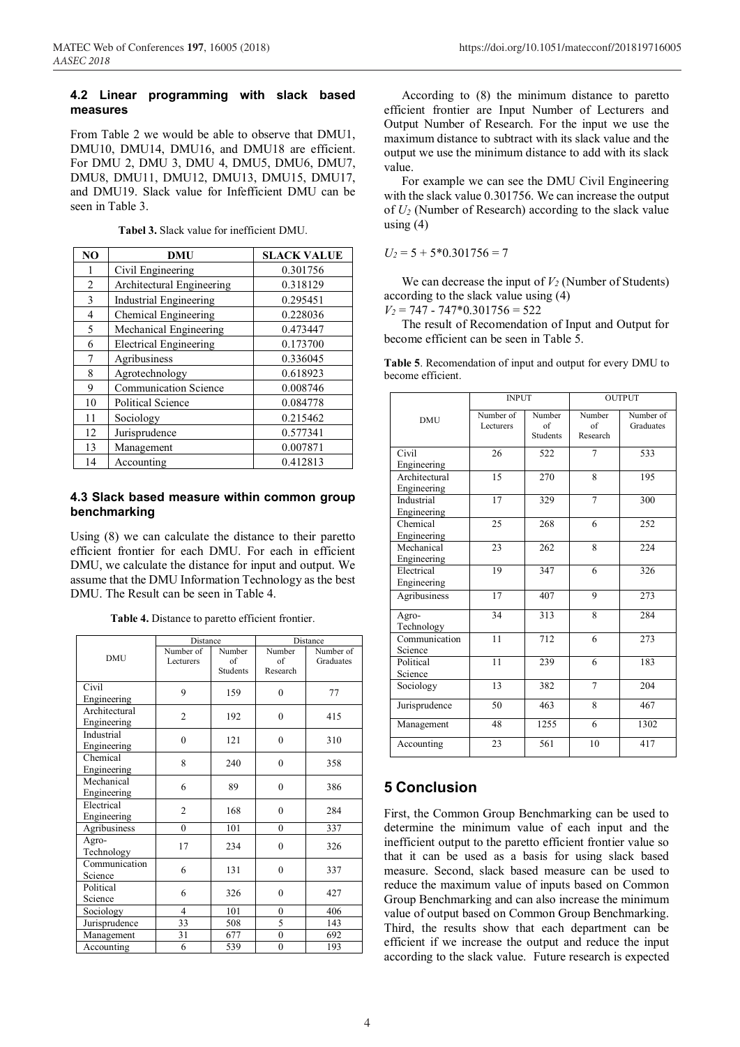### 4.2 Linear programming with slack based measures

From Table 2 we would be able to observe that DMU1, DMU10, DMU14, DMU16, and DMU18 are efficient. For DMU 2, DMU 3, DMU 4, DMU5, DMU6, DMU7, DMU8, DMU11, DMU12, DMU13, DMU15, DMU17, and DMU19. Slack value for Infefficient DMU can be seen in Table 3.

**Tabel 3.** Slack value for inefficient DMU.

| NO | DMU | SLACK VALUE |
|---|---|---|
| 1 | Civil Engineering | 0.301756 |
| 2 | Architectural Engineering | 0.318129 |
| 3 | Industrial Engineering | 0.295451 |
| 4 | Chemical Engineering | 0.228036 |
| 5 | Mechanical Engineering | 0.473447 |
| 6 | Electrical Engineering | 0.173700 |
| 7 | Agribusiness | 0.336045 |
| 8 | Agrotechnology | 0.618923 |
| 9 | Communication Science | 0.008746 |
| 10 | Political Science | 0.084778 |
| 11 | Sociology | 0.215462 |
| 12 | Jurisprudence | 0.577341 |
| 13 | Management | 0.007871 |
| 14 | Accounting | 0.412813 |

### 4.3 Slack based measure within common group benchmarking

Using (8) we can calculate the distance to their paretto efficient frontier for each DMU. For each in efficient DMU, we calculate the distance for input and output. We assume that the DMU Information Technology as the best DMU. The Result can be seen in Table 4.

**Table 4.** Distance to paretto efficient frontier.

| DMU | Distance | | Distance | |
|---|---|---|---|---|
| | Number of Lecturers | Number of Students | Number of Research | Number of Graduates |
| Civil Engineering | 9 | 159 | 0 | 77 |
| Architectural Engineering | 2 | 192 | 0 | 415 |
| Industrial Engineering | 0 | 121 | 0 | 310 |
| Chemical Engineering | 8 | 240 | 0 | 358 |
| Mechanical Engineering | 6 | 89 | 0 | 386 |
| Electrical Engineering | 2 | 168 | 0 | 284 |
| Agribusiness | 0 | 101 | 0 | 337 |
| Agro-Technology | 17 | 234 | 0 | 326 |
| Communication Science | 6 | 131 | 0 | 337 |
| Political Science | 6 | 326 | 0 | 427 |
| Sociology | 4 | 101 | 0 | 406 |
| Jurisprudence | 33 | 508 | 5 | 143 |
| Management | 31 | 677 | 0 | 692 |
| Accounting | 6 | 539 | 0 | 193 |

According to (8) the minimum distance to paretto efficient frontier are Input Number of Lecturers and Output Number of Research. For the input we use the maximum distance to subtract with its slack value and the output we use the minimum distance to add with its slack value.

For example we can see the DMU Civil Engineering with the slack value 0.301756. We can increase the output of $U_2$ (Number of Research) according to the slack value using (4)

$U_2 = 5 + 5*0.301756 = 7$

We can decrease the input of $V_2$ (Number of Students) according to the slack value using (4)

$V_2 = 747 - 747*0.301756 = 522$

The result of Recomendation of Input and Output for become efficient can be seen in Table 5.

**Table 5**. Recomendation of input and output for every DMU to become efficient.

| DMU | INPUT | | OUTPUT | |
|---|---|---|---|---|
| | Number of Lecturers | Number of Students | Number of Research | Number of Graduates |
| Civil Engineering | 26 | 522 | 7 | 533 |
| Architectural Engineering | 15 | 270 | 8 | 195 |
| Industrial Engineering | 17 | 329 | 7 | 300 |
| Chemical Engineering | 25 | 268 | 6 | 252 |
| Mechanical Engineering | 23 | 262 | 8 | 224 |
| Electrical Engineering | 19 | 347 | 6 | 326 |
| Agribusiness | 17 | 407 | 9 | 273 |
| Agro-Technology | 34 | 313 | 8 | 284 |
| Communication Science | 11 | 712 | 6 | 273 |
| Political Science | 11 | 239 | 6 | 183 |
| Sociology | 13 | 382 | 7 | 204 |
| Jurisprudence | 50 | 463 | 8 | 467 |
| Management | 48 | 1255 | 6 | 1302 |
| Accounting | 23 | 561 | 10 | 417 |

## 5 Conclusion

First, the Common Group Benchmarking can be used to determine the minimum value of each input and the inefficient output to the paretto efficient frontier value so that it can be used as a basis for using slack based measure. Second, slack based measure can be used to reduce the maximum value of inputs based on Common Group Benchmarking and can also increase the minimum value of output based on Common Group Benchmarking. Third, the results show that each department can be efficient if we increase the output and reduce the input according to the slack value. Future research is expected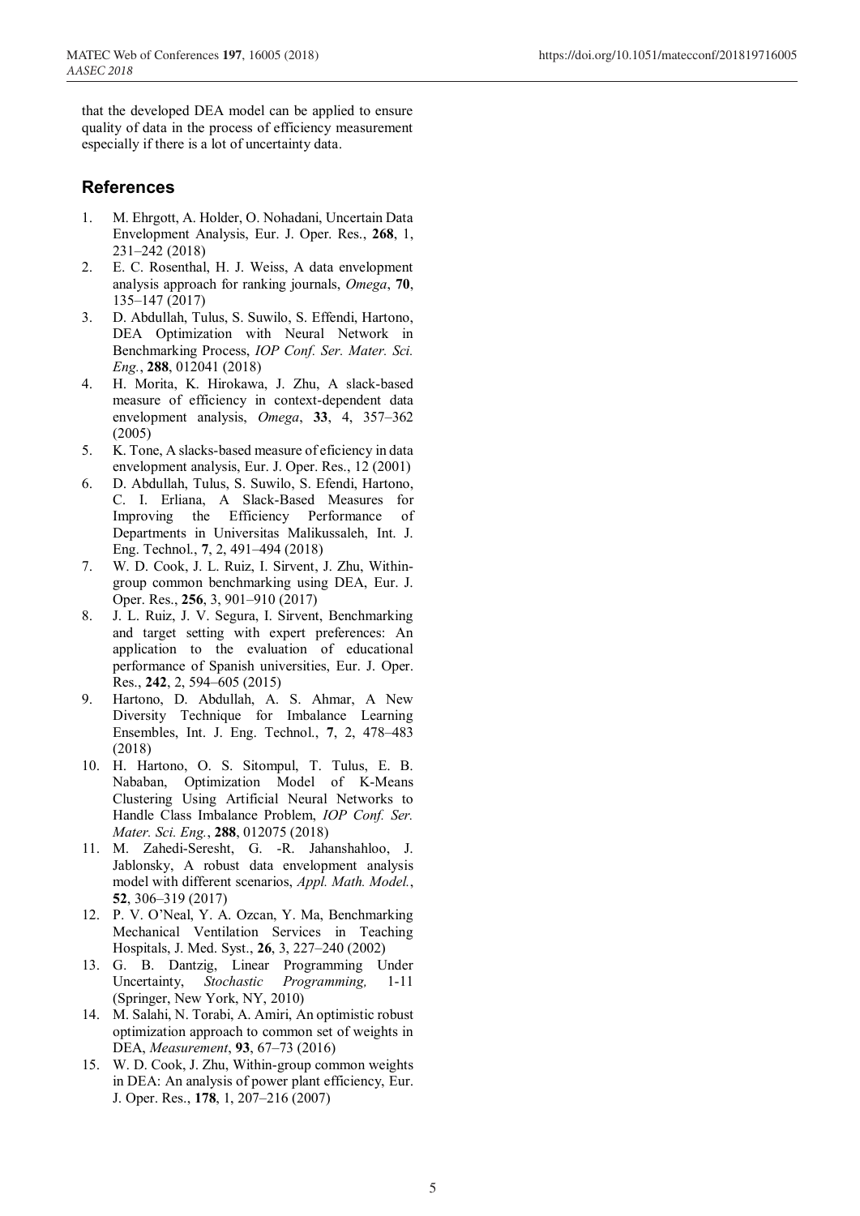that the developed DEA model can be applied to ensure quality of data in the process of efficiency measurement especially if there is a lot of uncertainty data.

## References

1. M. Ehrgott, A. Holder, O. Nohadani, Uncertain Data Envelopment Analysis, Eur. J. Oper. Res., **268**, 1, 231–242 (2018)
2. E. C. Rosenthal, H. J. Weiss, A data envelopment analysis approach for ranking journals, *Omega*, **70**, 135–147 (2017)
3. D. Abdullah, Tulus, S. Suwilo, S. Effendi, Hartono, DEA Optimization with Neural Network in Benchmarking Process, *IOP Conf. Ser. Mater. Sci. Eng.*, **288**, 012041 (2018)
4. H. Morita, K. Hirokawa, J. Zhu, A slack-based measure of efficiency in context-dependent data envelopment analysis, *Omega*, **33**, 4, 357–362 (2005)
5. K. Tone, A slacks-based measure of eficiency in data envelopment analysis, Eur. J. Oper. Res., 12 (2001)
6. D. Abdullah, Tulus, S. Suwilo, S. Efendi, Hartono, C. I. Erliana, A Slack-Based Measures for Improving the Efficiency Performance of Departments in Universitas Malikussaleh, Int. J. Eng. Technol., **7**, 2, 491–494 (2018)
7. W. D. Cook, J. L. Ruiz, I. Sirvent, J. Zhu, Within-group common benchmarking using DEA, Eur. J. Oper. Res., **256**, 3, 901–910 (2017)
8. J. L. Ruiz, J. V. Segura, I. Sirvent, Benchmarking and target setting with expert preferences: An application to the evaluation of educational performance of Spanish universities, Eur. J. Oper. Res., **242**, 2, 594–605 (2015)
9. Hartono, D. Abdullah, A. S. Ahmar, A New Diversity Technique for Imbalance Learning Ensembles, Int. J. Eng. Technol., **7**, 2, 478–483 (2018)
10. H. Hartono, O. S. Sitompul, T. Tulus, E. B. Nababan, Optimization Model of K-Means Clustering Using Artificial Neural Networks to Handle Class Imbalance Problem, *IOP Conf. Ser. Mater. Sci. Eng.*, **288**, 012075 (2018)
11. M. Zahedi-Seresht, G. -R. Jahanshahloo, J. Jablonsky, A robust data envelopment analysis model with different scenarios, *Appl. Math. Model.*, **52**, 306–319 (2017)
12. P. V. O'Neal, Y. A. Ozcan, Y. Ma, Benchmarking Mechanical Ventilation Services in Teaching Hospitals, J. Med. Syst., **26**, 3, 227–240 (2002)
13. G. B. Dantzig, Linear Programming Under Uncertainty, *Stochastic Programming,* 1-11 (Springer, New York, NY, 2010)
14. M. Salahi, N. Torabi, A. Amiri, An optimistic robust optimization approach to common set of weights in DEA, *Measurement*, **93**, 67–73 (2016)
15. W. D. Cook, J. Zhu, Within-group common weights in DEA: An analysis of power plant efficiency, Eur. J. Oper. Res., **178**, 1, 207–216 (2007)